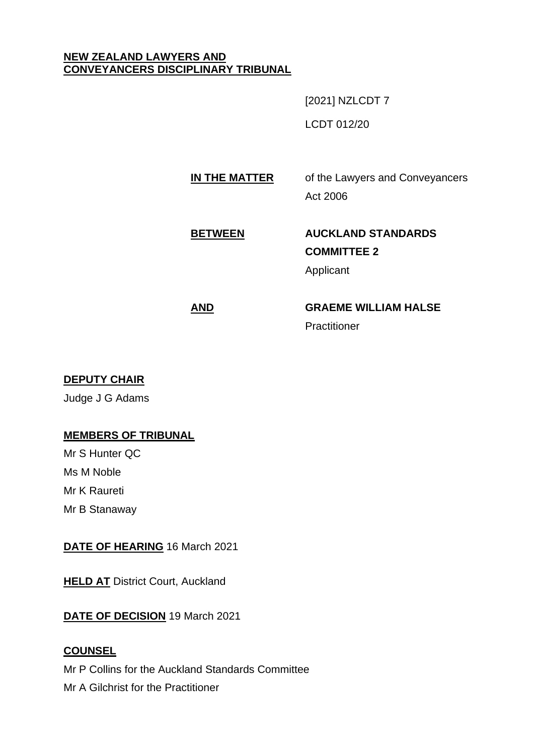**NEW ZEALAND LAWYERS AND CONVEYANCERS DISCIPLINARY TRIBUNAL**

[2021] NZLCDT 7

LCDT 012/20

**IN THE MATTER** of the Lawyers and Conveyancers Act 2006

**BETWEEN** **AUCKLAND STANDARDS COMMITTEE 2**
Applicant

**AND** **GRAEME WILLIAM HALSE**
Practitioner

**DEPUTY CHAIR**

Judge J G Adams

**MEMBERS OF TRIBUNAL**

Mr S Hunter QC
Ms M Noble
Mr K Raureti
Mr B Stanaway

**DATE OF HEARING** 16 March 2021

**HELD AT** District Court, Auckland

**DATE OF DECISION** 19 March 2021

**COUNSEL**

Mr P Collins for the Auckland Standards Committee
Mr A Gilchrist for the Practitioner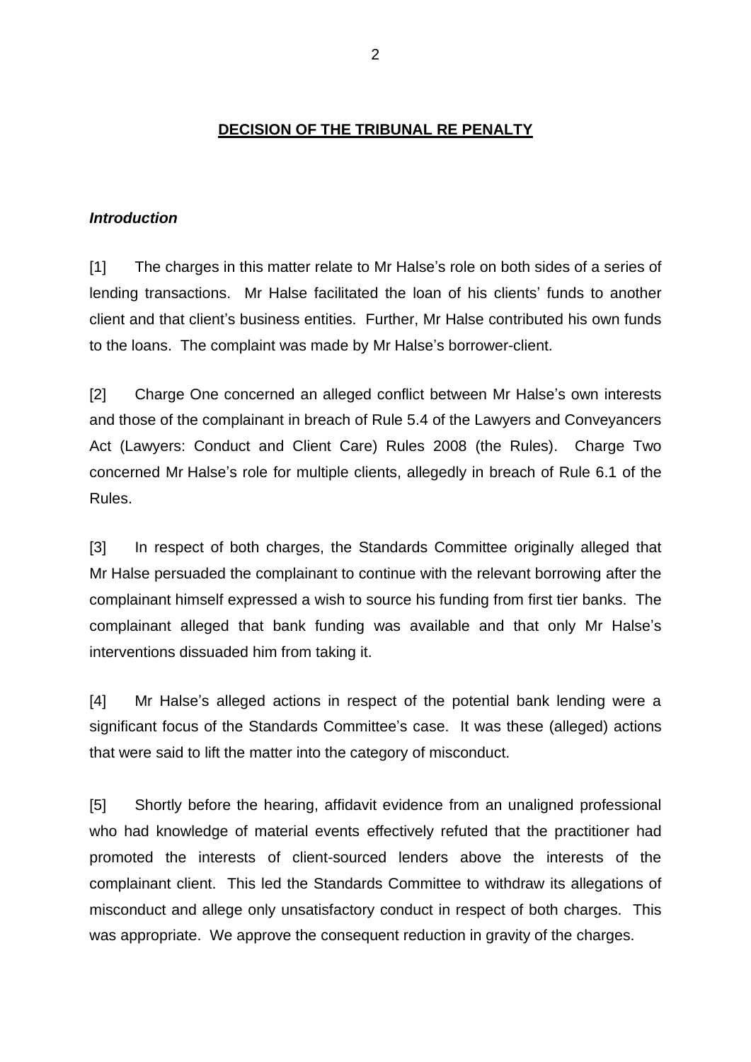**DECISION OF THE TRIBUNAL RE PENALTY**

***Introduction***

[1] The charges in this matter relate to Mr Halse's role on both sides of a series of lending transactions. Mr Halse facilitated the loan of his clients' funds to another client and that client's business entities. Further, Mr Halse contributed his own funds to the loans. The complaint was made by Mr Halse's borrower-client.

[2] Charge One concerned an alleged conflict between Mr Halse's own interests and those of the complainant in breach of Rule 5.4 of the Lawyers and Conveyancers Act (Lawyers: Conduct and Client Care) Rules 2008 (the Rules). Charge Two concerned Mr Halse's role for multiple clients, allegedly in breach of Rule 6.1 of the Rules.

[3] In respect of both charges, the Standards Committee originally alleged that Mr Halse persuaded the complainant to continue with the relevant borrowing after the complainant himself expressed a wish to source his funding from first tier banks. The complainant alleged that bank funding was available and that only Mr Halse's interventions dissuaded him from taking it.

[4] Mr Halse's alleged actions in respect of the potential bank lending were a significant focus of the Standards Committee's case. It was these (alleged) actions that were said to lift the matter into the category of misconduct.

[5] Shortly before the hearing, affidavit evidence from an unaligned professional who had knowledge of material events effectively refuted that the practitioner had promoted the interests of client-sourced lenders above the interests of the complainant client. This led the Standards Committee to withdraw its allegations of misconduct and allege only unsatisfactory conduct in respect of both charges. This was appropriate. We approve the consequent reduction in gravity of the charges.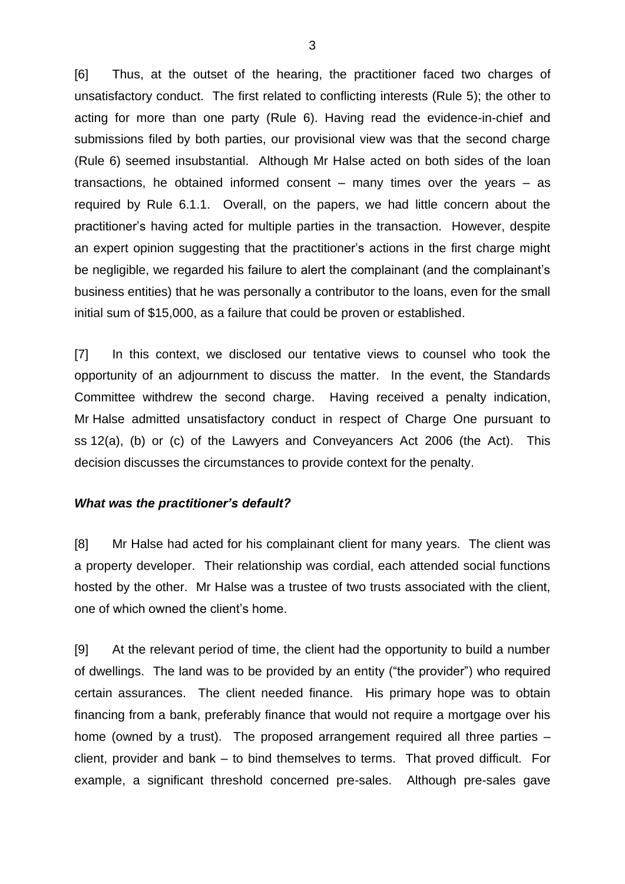[6] Thus, at the outset of the hearing, the practitioner faced two charges of unsatisfactory conduct. The first related to conflicting interests (Rule 5); the other to acting for more than one party (Rule 6). Having read the evidence-in-chief and submissions filed by both parties, our provisional view was that the second charge (Rule 6) seemed insubstantial. Although Mr Halse acted on both sides of the loan transactions, he obtained informed consent – many times over the years – as required by Rule 6.1.1. Overall, on the papers, we had little concern about the practitioner's having acted for multiple parties in the transaction. However, despite an expert opinion suggesting that the practitioner's actions in the first charge might be negligible, we regarded his failure to alert the complainant (and the complainant's business entities) that he was personally a contributor to the loans, even for the small initial sum of $15,000, as a failure that could be proven or established.

[7] In this context, we disclosed our tentative views to counsel who took the opportunity of an adjournment to discuss the matter. In the event, the Standards Committee withdrew the second charge. Having received a penalty indication, Mr Halse admitted unsatisfactory conduct in respect of Charge One pursuant to ss 12(a), (b) or (c) of the Lawyers and Conveyancers Act 2006 (the Act). This decision discusses the circumstances to provide context for the penalty.

### *What was the practitioner's default?*

[8] Mr Halse had acted for his complainant client for many years. The client was a property developer. Their relationship was cordial, each attended social functions hosted by the other. Mr Halse was a trustee of two trusts associated with the client, one of which owned the client's home.

[9] At the relevant period of time, the client had the opportunity to build a number of dwellings. The land was to be provided by an entity ("the provider") who required certain assurances. The client needed finance. His primary hope was to obtain financing from a bank, preferably finance that would not require a mortgage over his home (owned by a trust). The proposed arrangement required all three parties – client, provider and bank – to bind themselves to terms. That proved difficult. For example, a significant threshold concerned pre-sales. Although pre-sales gave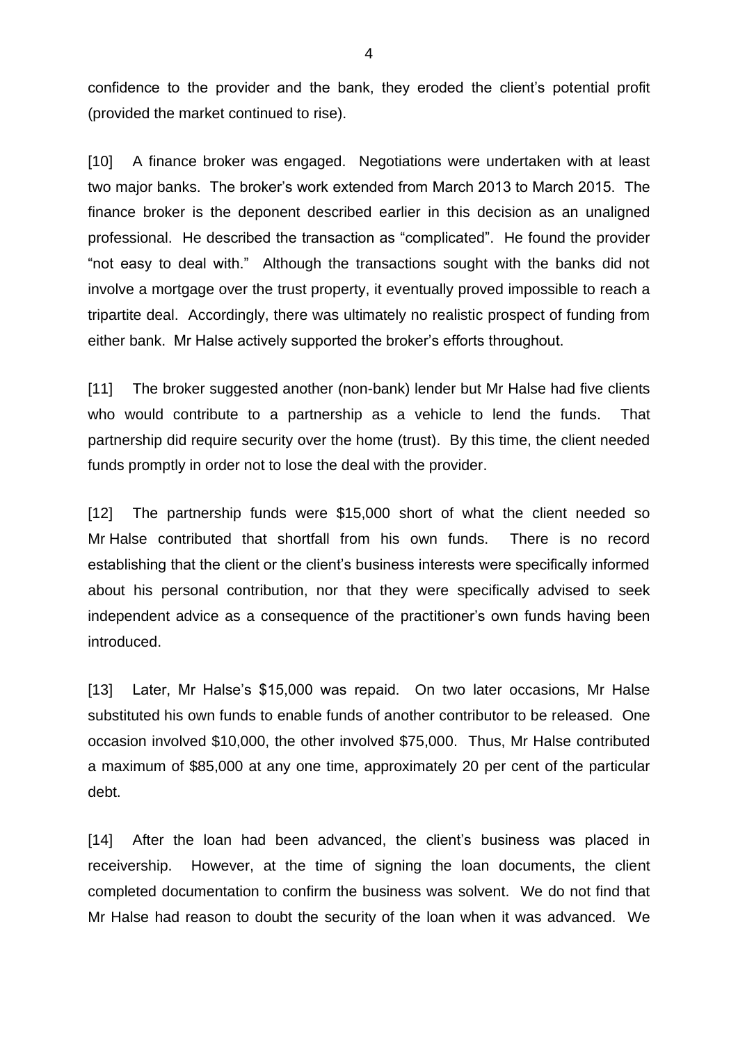confidence to the provider and the bank, they eroded the client's potential profit (provided the market continued to rise).

[10] A finance broker was engaged. Negotiations were undertaken with at least two major banks. The broker's work extended from March 2013 to March 2015. The finance broker is the deponent described earlier in this decision as an unaligned professional. He described the transaction as "complicated". He found the provider "not easy to deal with." Although the transactions sought with the banks did not involve a mortgage over the trust property, it eventually proved impossible to reach a tripartite deal. Accordingly, there was ultimately no realistic prospect of funding from either bank. Mr Halse actively supported the broker's efforts throughout.

[11] The broker suggested another (non-bank) lender but Mr Halse had five clients who would contribute to a partnership as a vehicle to lend the funds. That partnership did require security over the home (trust). By this time, the client needed funds promptly in order not to lose the deal with the provider.

[12] The partnership funds were $15,000 short of what the client needed so Mr Halse contributed that shortfall from his own funds. There is no record establishing that the client or the client's business interests were specifically informed about his personal contribution, nor that they were specifically advised to seek independent advice as a consequence of the practitioner's own funds having been introduced.

[13] Later, Mr Halse's $15,000 was repaid. On two later occasions, Mr Halse substituted his own funds to enable funds of another contributor to be released. One occasion involved $10,000, the other involved $75,000. Thus, Mr Halse contributed a maximum of $85,000 at any one time, approximately 20 per cent of the particular debt.

[14] After the loan had been advanced, the client's business was placed in receivership. However, at the time of signing the loan documents, the client completed documentation to confirm the business was solvent. We do not find that Mr Halse had reason to doubt the security of the loan when it was advanced. We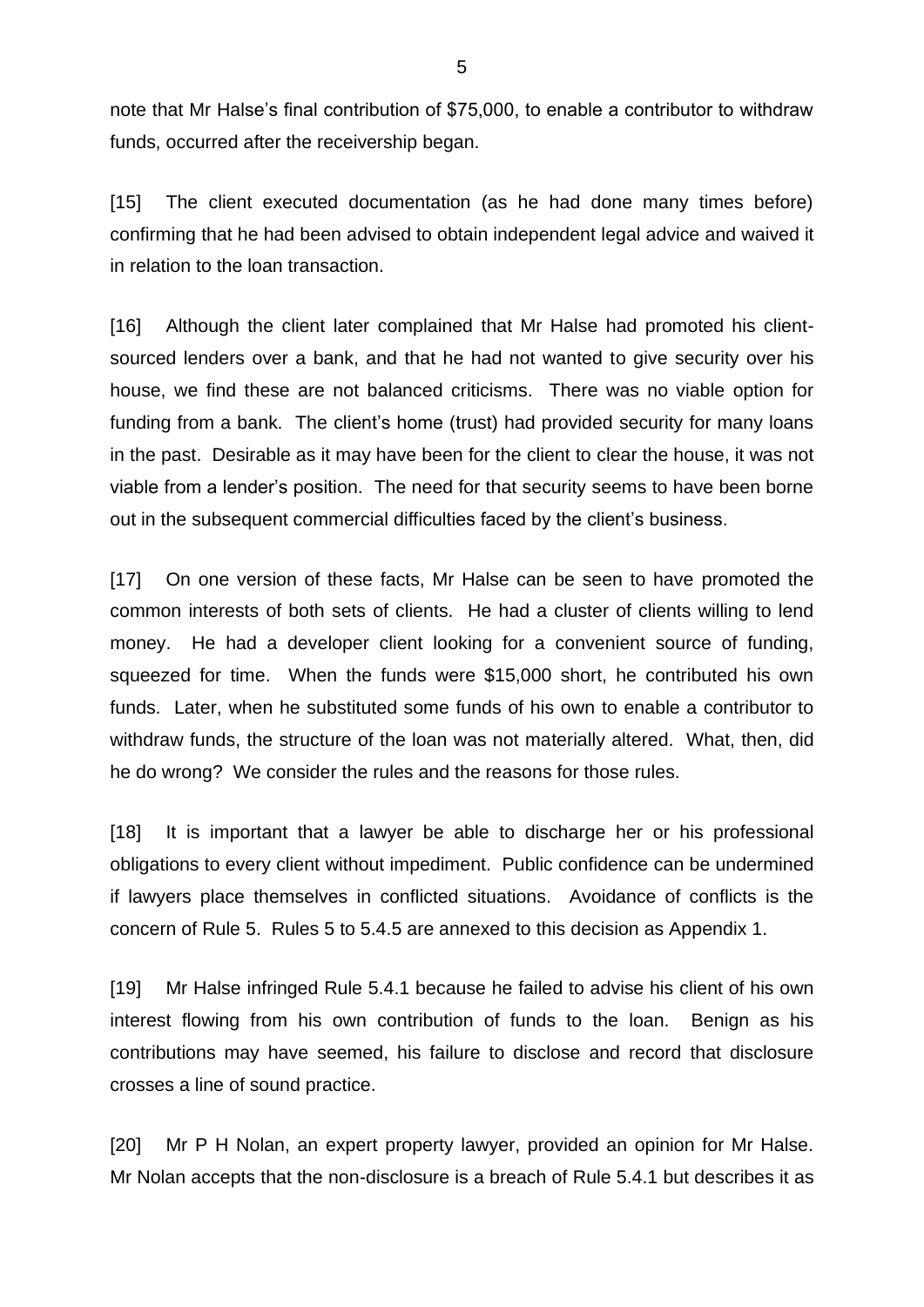note that Mr Halse's final contribution of $75,000, to enable a contributor to withdraw funds, occurred after the receivership began.

[15] The client executed documentation (as he had done many times before) confirming that he had been advised to obtain independent legal advice and waived it in relation to the loan transaction.

[16] Although the client later complained that Mr Halse had promoted his client-sourced lenders over a bank, and that he had not wanted to give security over his house, we find these are not balanced criticisms. There was no viable option for funding from a bank. The client's home (trust) had provided security for many loans in the past. Desirable as it may have been for the client to clear the house, it was not viable from a lender's position. The need for that security seems to have been borne out in the subsequent commercial difficulties faced by the client's business.

[17] On one version of these facts, Mr Halse can be seen to have promoted the common interests of both sets of clients. He had a cluster of clients willing to lend money. He had a developer client looking for a convenient source of funding, squeezed for time. When the funds were $15,000 short, he contributed his own funds. Later, when he substituted some funds of his own to enable a contributor to withdraw funds, the structure of the loan was not materially altered. What, then, did he do wrong? We consider the rules and the reasons for those rules.

[18] It is important that a lawyer be able to discharge her or his professional obligations to every client without impediment. Public confidence can be undermined if lawyers place themselves in conflicted situations. Avoidance of conflicts is the concern of Rule 5. Rules 5 to 5.4.5 are annexed to this decision as Appendix 1.

[19] Mr Halse infringed Rule 5.4.1 because he failed to advise his client of his own interest flowing from his own contribution of funds to the loan. Benign as his contributions may have seemed, his failure to disclose and record that disclosure crosses a line of sound practice.

[20] Mr P H Nolan, an expert property lawyer, provided an opinion for Mr Halse. Mr Nolan accepts that the non-disclosure is a breach of Rule 5.4.1 but describes it as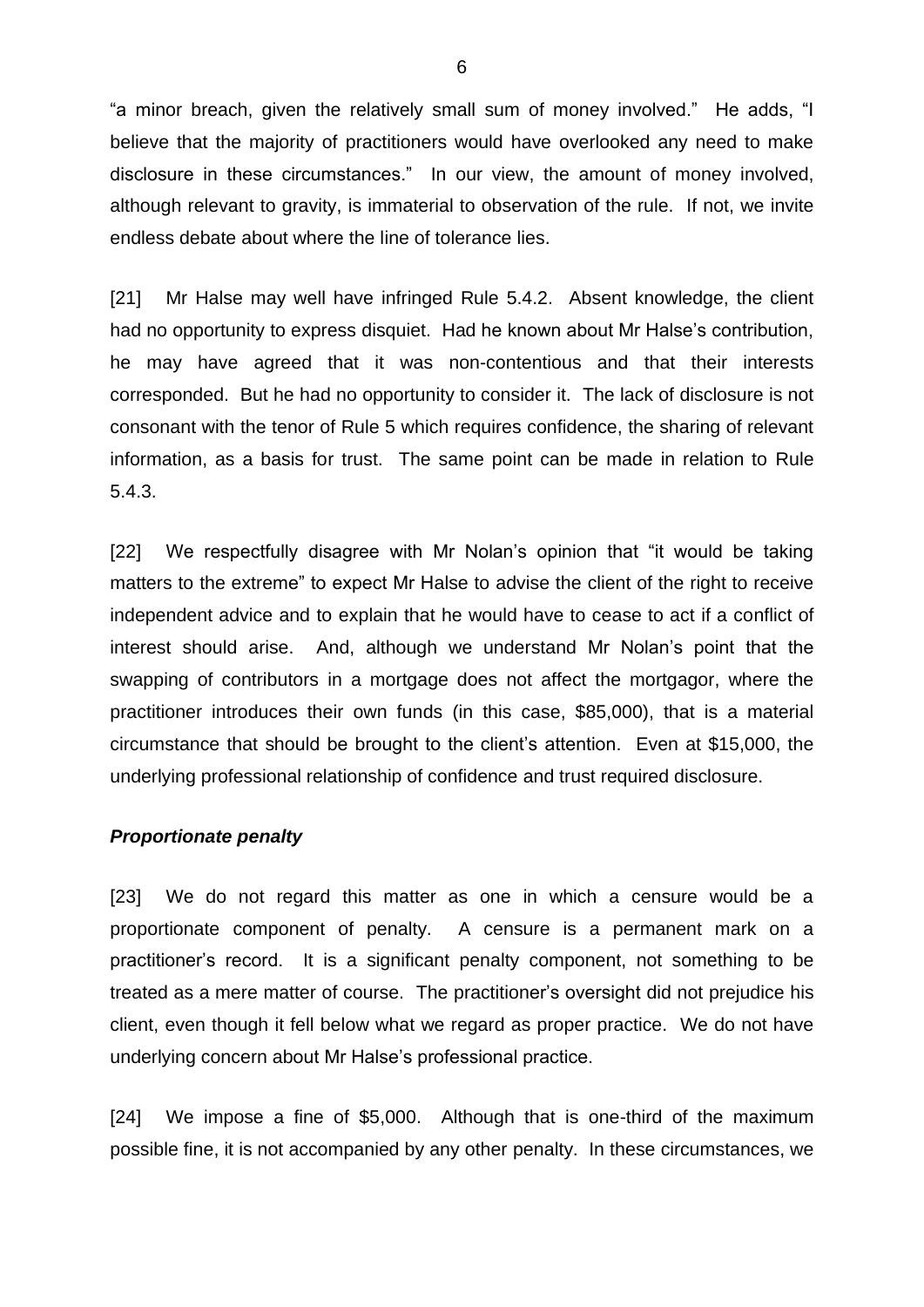"a minor breach, given the relatively small sum of money involved." He adds, "I believe that the majority of practitioners would have overlooked any need to make disclosure in these circumstances." In our view, the amount of money involved, although relevant to gravity, is immaterial to observation of the rule. If not, we invite endless debate about where the line of tolerance lies.

[21] Mr Halse may well have infringed Rule 5.4.2. Absent knowledge, the client had no opportunity to express disquiet. Had he known about Mr Halse's contribution, he may have agreed that it was non-contentious and that their interests corresponded. But he had no opportunity to consider it. The lack of disclosure is not consonant with the tenor of Rule 5 which requires confidence, the sharing of relevant information, as a basis for trust. The same point can be made in relation to Rule 5.4.3.

[22] We respectfully disagree with Mr Nolan's opinion that "it would be taking matters to the extreme" to expect Mr Halse to advise the client of the right to receive independent advice and to explain that he would have to cease to act if a conflict of interest should arise. And, although we understand Mr Nolan's point that the swapping of contributors in a mortgage does not affect the mortgagor, where the practitioner introduces their own funds (in this case, $85,000), that is a material circumstance that should be brought to the client's attention. Even at $15,000, the underlying professional relationship of confidence and trust required disclosure.

### ***Proportionate penalty***

[23] We do not regard this matter as one in which a censure would be a proportionate component of penalty. A censure is a permanent mark on a practitioner's record. It is a significant penalty component, not something to be treated as a mere matter of course. The practitioner's oversight did not prejudice his client, even though it fell below what we regard as proper practice. We do not have underlying concern about Mr Halse's professional practice.

[24] We impose a fine of $5,000. Although that is one-third of the maximum possible fine, it is not accompanied by any other penalty. In these circumstances, we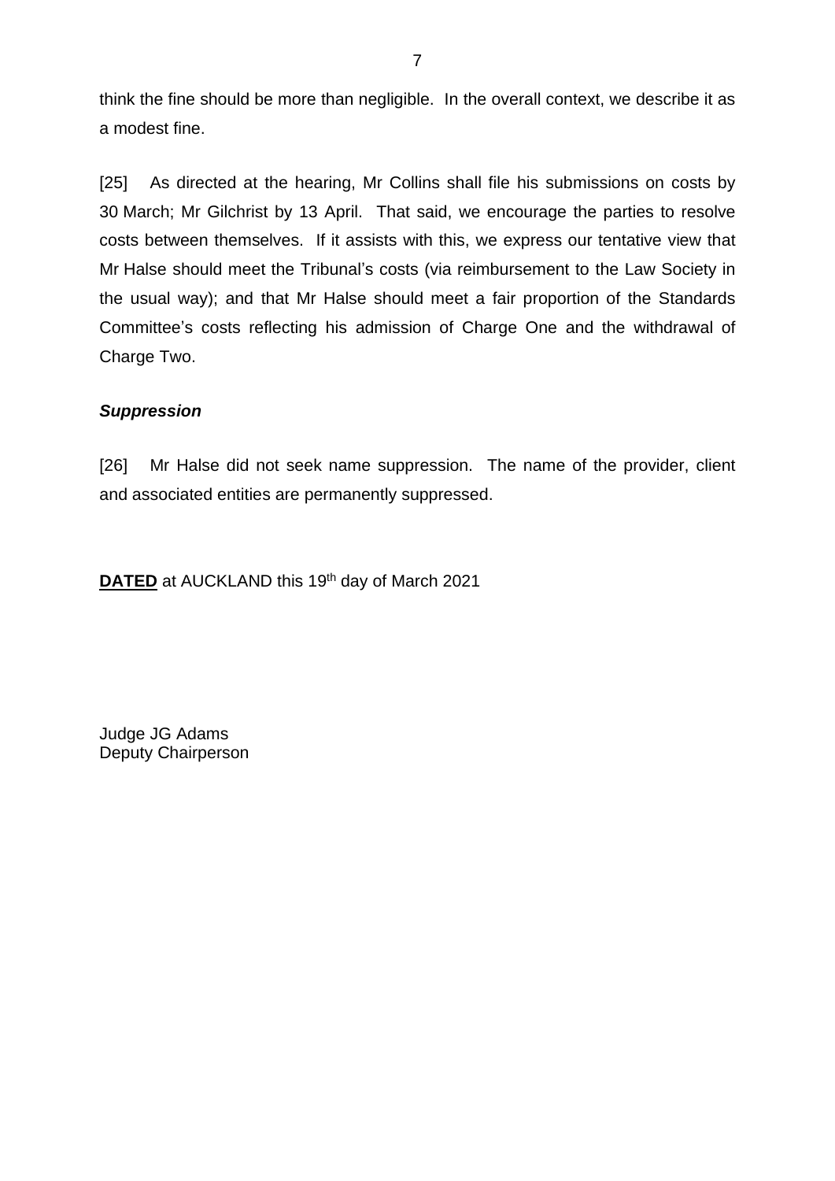think the fine should be more than negligible. In the overall context, we describe it as a modest fine.

[25] As directed at the hearing, Mr Collins shall file his submissions on costs by 30 March; Mr Gilchrist by 13 April. That said, we encourage the parties to resolve costs between themselves. If it assists with this, we express our tentative view that Mr Halse should meet the Tribunal's costs (via reimbursement to the Law Society in the usual way); and that Mr Halse should meet a fair proportion of the Standards Committee's costs reflecting his admission of Charge One and the withdrawal of Charge Two.

### ***Suppression***

[26] Mr Halse did not seek name suppression. The name of the provider, client and associated entities are permanently suppressed.

**DATED** at AUCKLAND this 19th day of March 2021

Judge JG Adams
Deputy Chairperson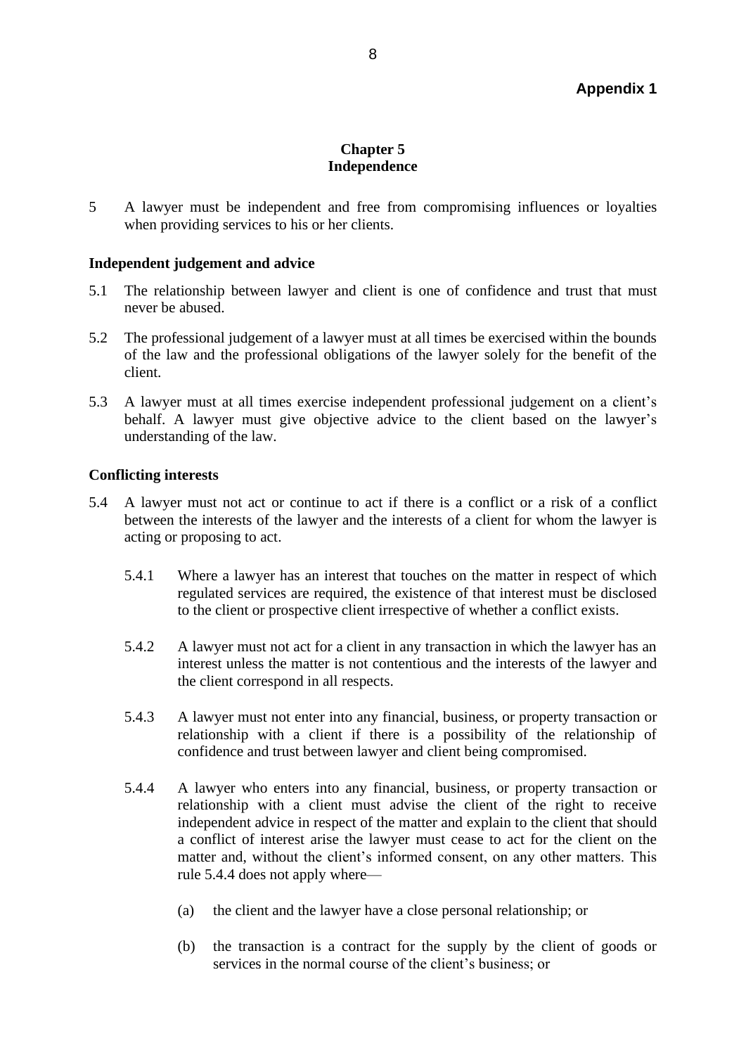**Appendix 1**

# Chapter 5
# Independence

5 A lawyer must be independent and free from compromising influences or loyalties when providing services to his or her clients.

### Independent judgement and advice

5.1 The relationship between lawyer and client is one of confidence and trust that must never be abused.

5.2 The professional judgement of a lawyer must at all times be exercised within the bounds of the law and the professional obligations of the lawyer solely for the benefit of the client.

5.3 A lawyer must at all times exercise independent professional judgement on a client's behalf. A lawyer must give objective advice to the client based on the lawyer's understanding of the law.

### Conflicting interests

5.4 A lawyer must not act or continue to act if there is a conflict or a risk of a conflict between the interests of the lawyer and the interests of a client for whom the lawyer is acting or proposing to act.

5.4.1 Where a lawyer has an interest that touches on the matter in respect of which regulated services are required, the existence of that interest must be disclosed to the client or prospective client irrespective of whether a conflict exists.

5.4.2 A lawyer must not act for a client in any transaction in which the lawyer has an interest unless the matter is not contentious and the interests of the lawyer and the client correspond in all respects.

5.4.3 A lawyer must not enter into any financial, business, or property transaction or relationship with a client if there is a possibility of the relationship of confidence and trust between lawyer and client being compromised.

5.4.4 A lawyer who enters into any financial, business, or property transaction or relationship with a client must advise the client of the right to receive independent advice in respect of the matter and explain to the client that should a conflict of interest arise the lawyer must cease to act for the client on the matter and, without the client's informed consent, on any other matters. This rule 5.4.4 does not apply where—

(a) the client and the lawyer have a close personal relationship; or

(b) the transaction is a contract for the supply by the client of goods or services in the normal course of the client's business; or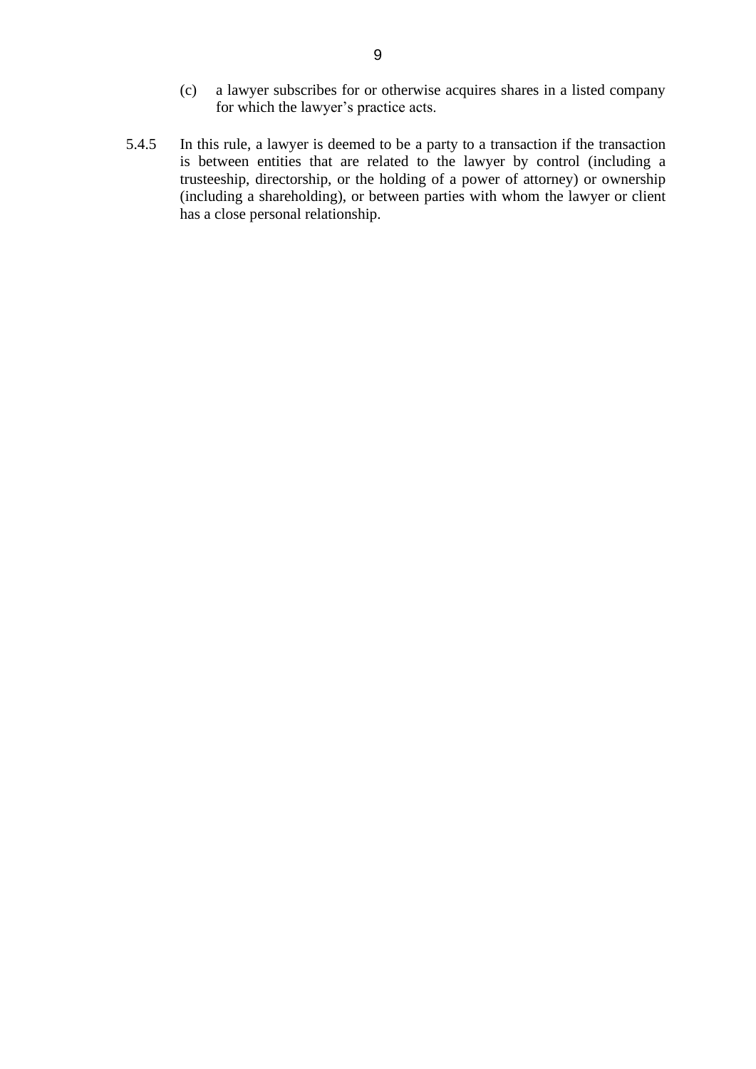(c) a lawyer subscribes for or otherwise acquires shares in a listed company for which the lawyer's practice acts.

5.4.5 In this rule, a lawyer is deemed to be a party to a transaction if the transaction is between entities that are related to the lawyer by control (including a trusteeship, directorship, or the holding of a power of attorney) or ownership (including a shareholding), or between parties with whom the lawyer or client has a close personal relationship.